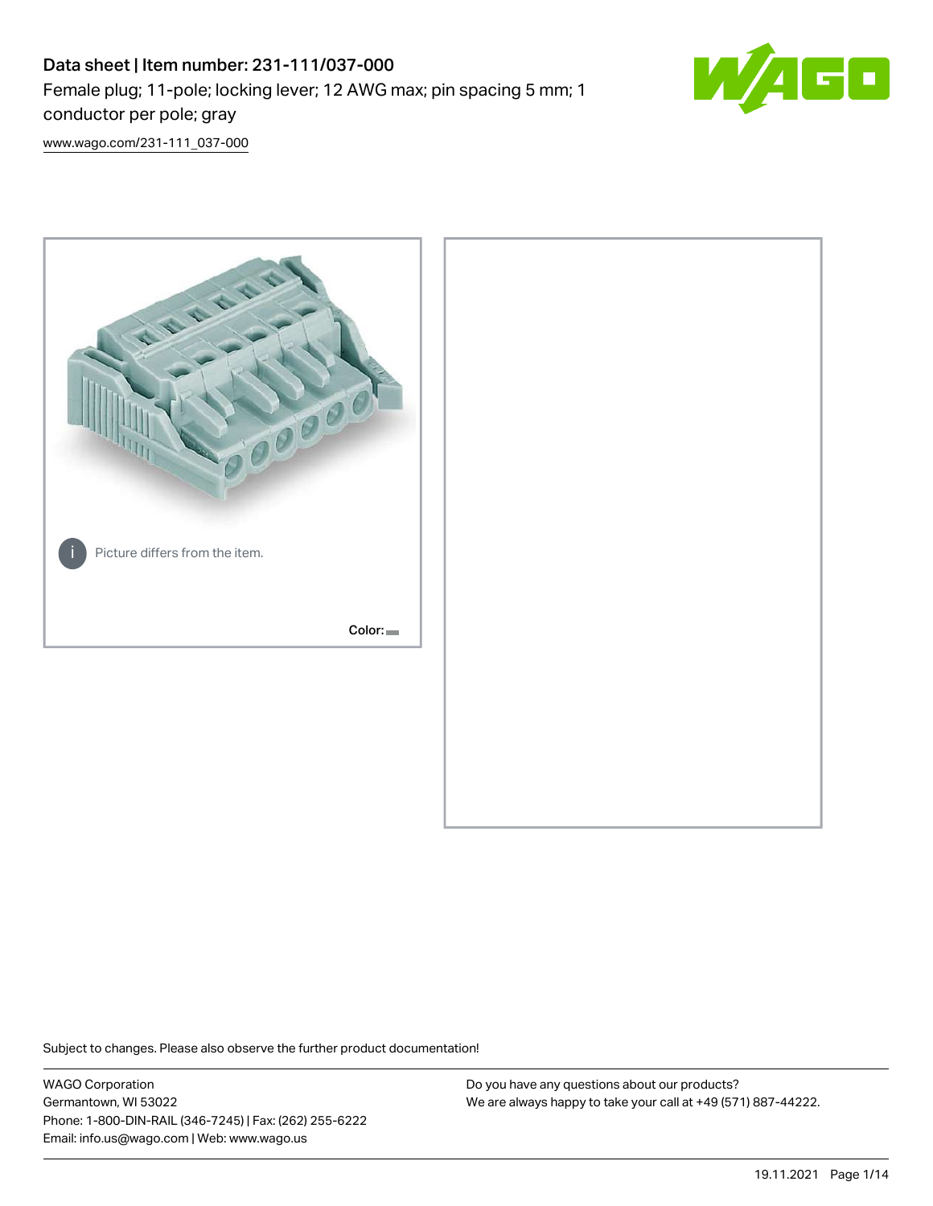# Data sheet | Item number: 231-111/037-000

Female plug; 11-pole; locking lever; 12 AWG max; pin spacing 5 mm; 1 conductor per pole; gray

www.wago.com/231-111_037-000

Picture differs from the item.

Color:

Subject to changes. Please also observe the further product documentation!

WAGO Corporation
Germantown, WI 53022
Phone: 1-800-DIN-RAIL (346-7245) | Fax: (262) 255-6222
Email: info.us@wago.com | Web: www.wago.us

Do you have any questions about our products?
We are always happy to take your call at +49 (571) 887-44222.

19.11.2021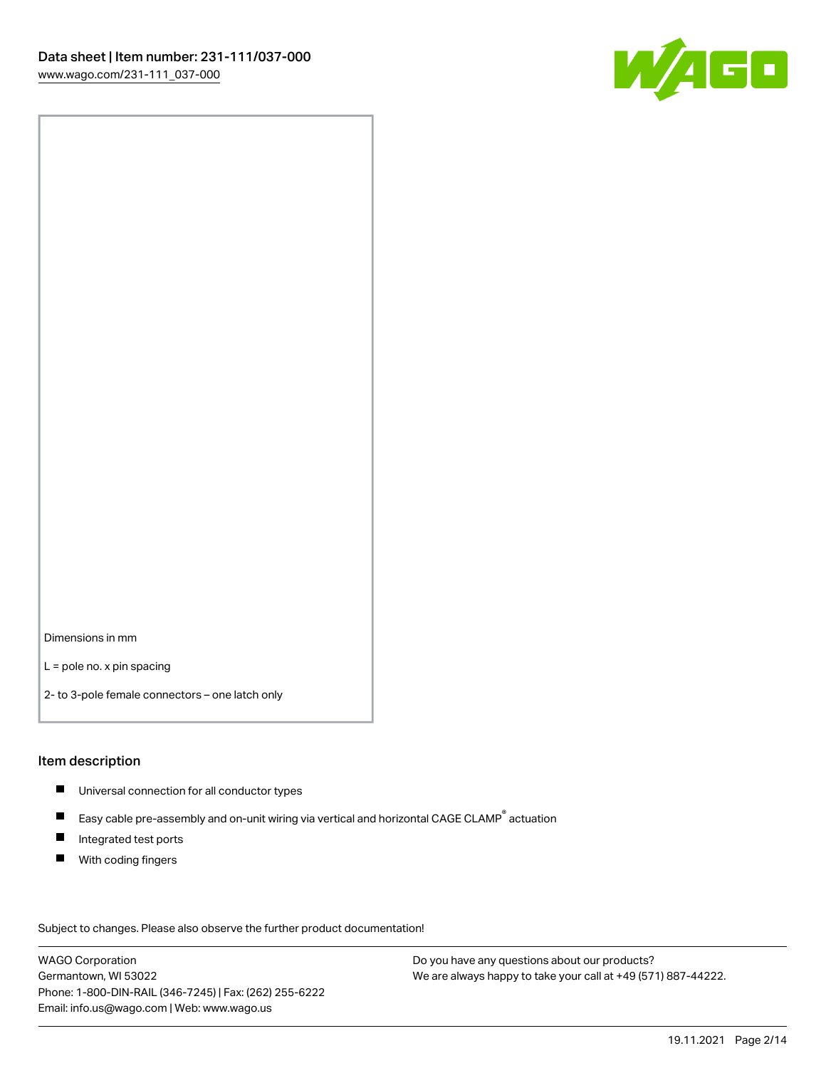Dimensions in mm

L = pole no. x pin spacing

2- to 3-pole female connectors – one latch only

## Item description

- Universal connection for all conductor types
- Easy cable pre-assembly and on-unit wiring via vertical and horizontal CAGE CLAMP® actuation
- Integrated test ports
- With coding fingers

Subject to changes. Please also observe the further product documentation!

WAGO Corporation
Germantown, WI 53022
Phone: 1-800-DIN-RAIL (346-7245) | Fax: (262) 255-6222
Email: info.us@wago.com | Web: www.wago.us

Do you have any questions about our products?
We are always happy to take your call at +49 (571) 887-44222.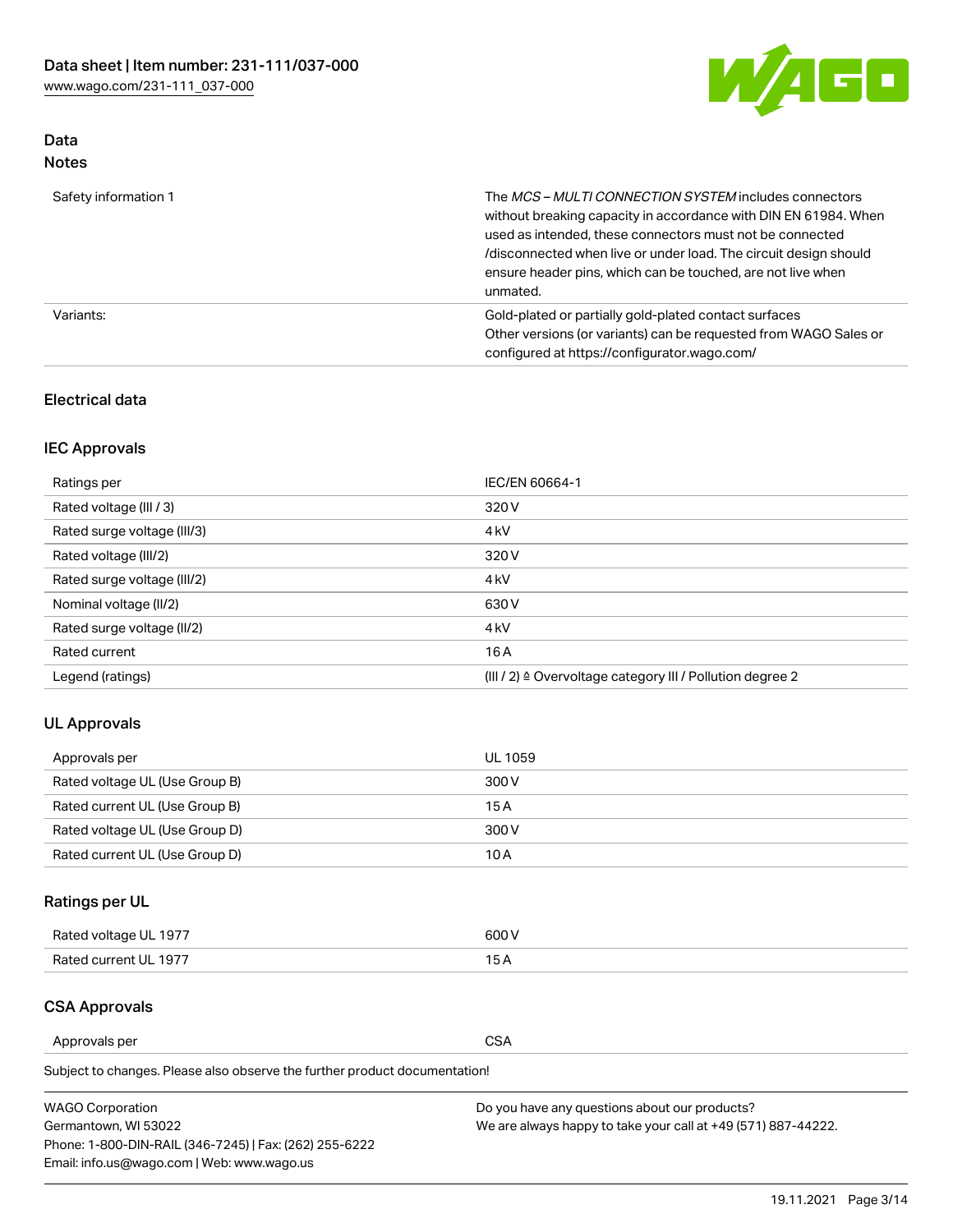## Data
### Notes

| | |
|---|---|
| Safety information 1 | The *MCS – MULTI CONNECTION SYSTEM* includes connectors without breaking capacity in accordance with DIN EN 61984. When used as intended, these connectors must not be connected /disconnected when live or under load. The circuit design should ensure header pins, which can be touched, are not live when unmated. |
| Variants: | Gold-plated or partially gold-plated contact surfaces<br>Other versions (or variants) can be requested from WAGO Sales or configured at https://configurator.wago.com/ |

### Electrical data

### IEC Approvals

| | |
|---|---|
| Ratings per | IEC/EN 60664-1 |
| Rated voltage (III / 3) | 320 V |
| Rated surge voltage (III/3) | 4 kV |
| Rated voltage (III/2) | 320 V |
| Rated surge voltage (III/2) | 4 kV |
| Nominal voltage (II/2) | 630 V |
| Rated surge voltage (II/2) | 4 kV |
| Rated current | 16 A |
| Legend (ratings) | (III / 2) ≙ Overvoltage category III / Pollution degree 2 |

### UL Approvals

| | |
|---|---|
| Approvals per | UL 1059 |
| Rated voltage UL (Use Group B) | 300 V |
| Rated current UL (Use Group B) | 15 A |
| Rated voltage UL (Use Group D) | 300 V |
| Rated current UL (Use Group D) | 10 A |

### Ratings per UL

| | |
|---|---|
| Rated voltage UL 1977 | 600 V |
| Rated current UL 1977 | 15 A |

### CSA Approvals

| | |
|---|---|
| Approvals per | CSA |

Subject to changes. Please also observe the further product documentation!

WAGO Corporation
Germantown, WI 53022
Phone: 1-800-DIN-RAIL (346-7245) | Fax: (262) 255-6222
Email: info.us@wago.com | Web: www.wago.us

Do you have any questions about our products?
We are always happy to take your call at +49 (571) 887-44222.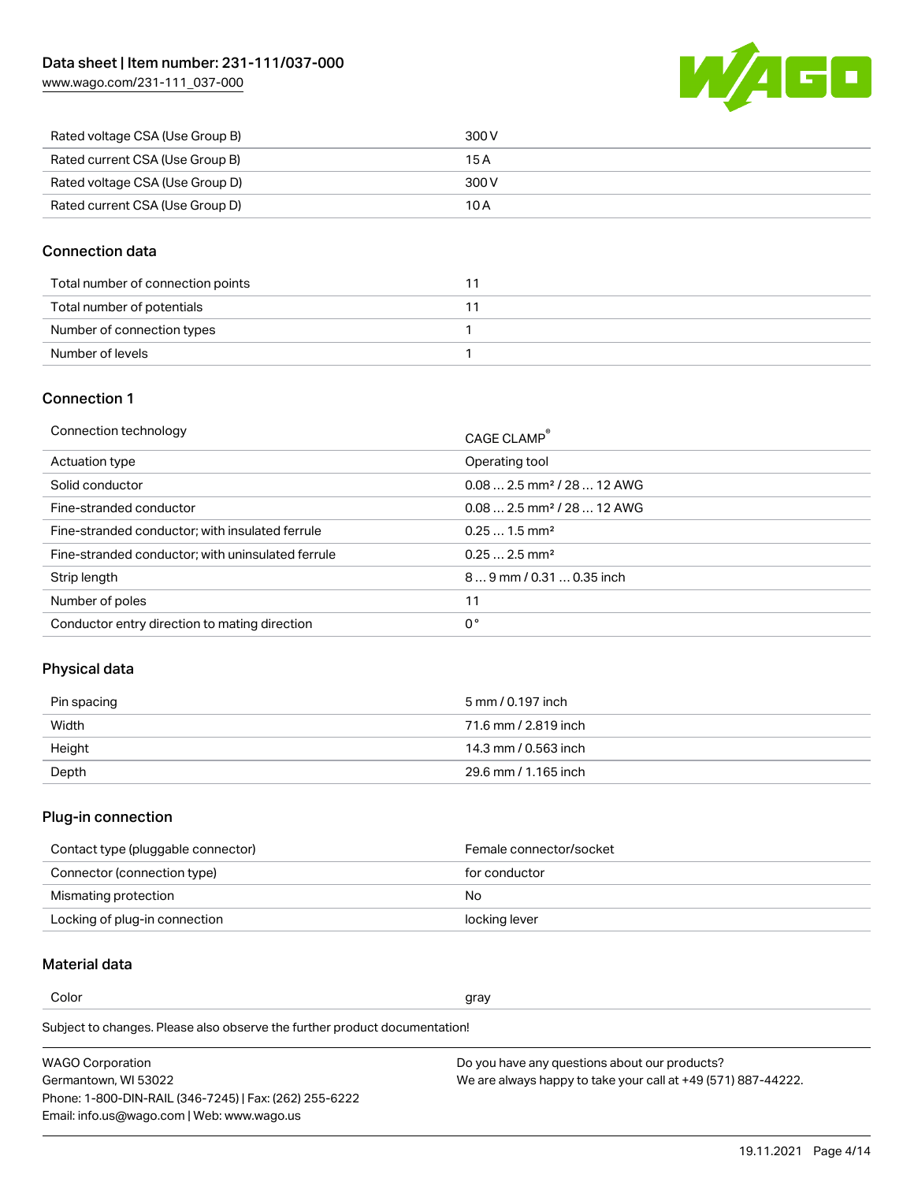| | |
|---|---|
| Rated voltage CSA (Use Group B) | 300 V |
| Rated current CSA (Use Group B) | 15 A |
| Rated voltage CSA (Use Group D) | 300 V |
| Rated current CSA (Use Group D) | 10 A |

## Connection data

| | |
|---|---|
| Total number of connection points | 11 |
| Total number of potentials | 11 |
| Number of connection types | 1 |
| Number of levels | 1 |

## Connection 1

| | |
|---|---|
| Connection technology | CAGE CLAMP® |
| Actuation type | Operating tool |
| Solid conductor | 0.08 … 2.5 mm² / 28 … 12 AWG |
| Fine-stranded conductor | 0.08 … 2.5 mm² / 28 … 12 AWG |
| Fine-stranded conductor; with insulated ferrule | 0.25 … 1.5 mm² |
| Fine-stranded conductor; with uninsulated ferrule | 0.25 … 2.5 mm² |
| Strip length | 8 … 9 mm / 0.31 … 0.35 inch |
| Number of poles | 11 |
| Conductor entry direction to mating direction | 0 ° |

## Physical data

| | |
|---|---|
| Pin spacing | 5 mm / 0.197 inch |
| Width | 71.6 mm / 2.819 inch |
| Height | 14.3 mm / 0.563 inch |
| Depth | 29.6 mm / 1.165 inch |

## Plug-in connection

| | |
|---|---|
| Contact type (pluggable connector) | Female connector/socket |
| Connector (connection type) | for conductor |
| Mismating protection | No |
| Locking of plug-in connection | locking lever |

## Material data

| | |
|---|---|
| Color | gray |

Subject to changes. Please also observe the further product documentation!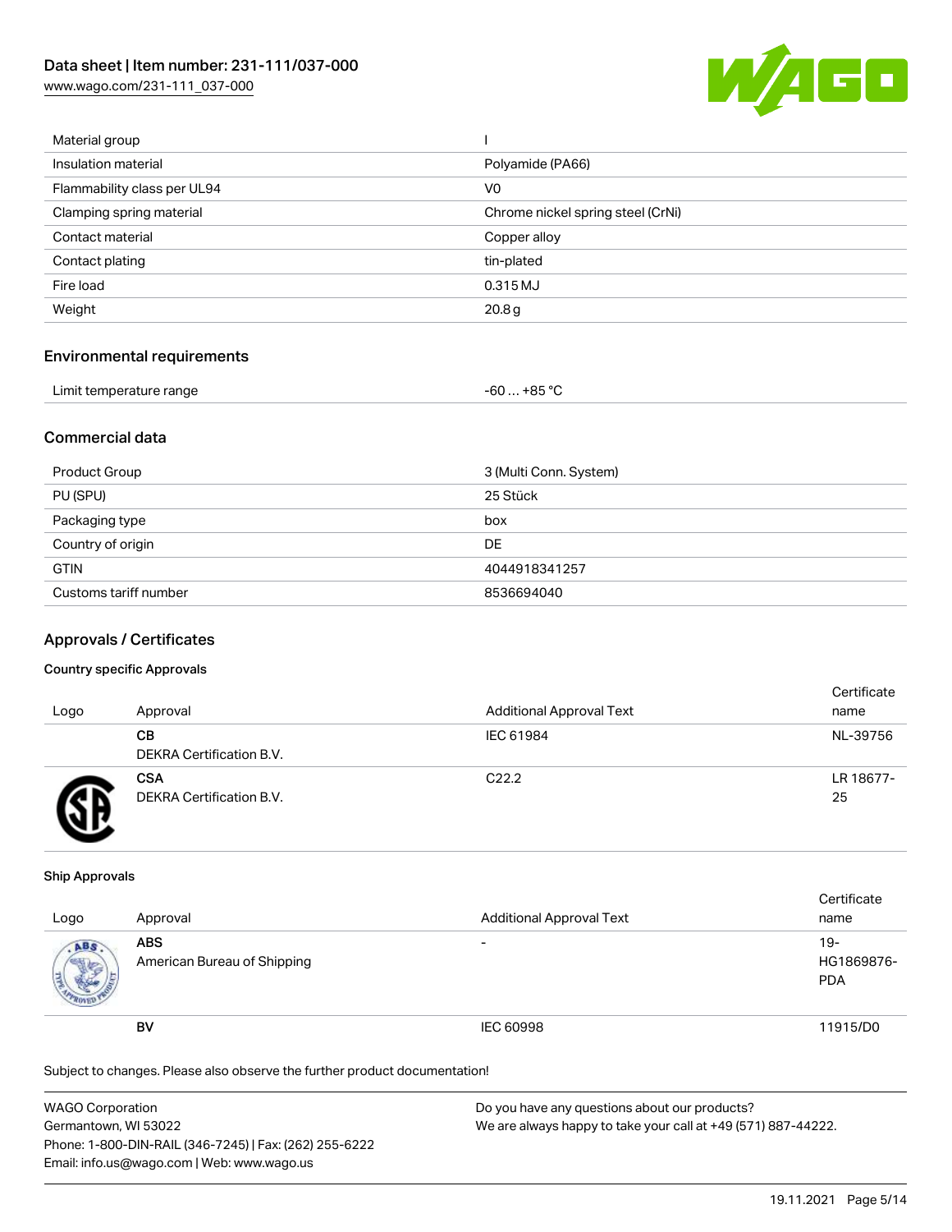| | |
|---|---|
| Material group | I |
| Insulation material | Polyamide (PA66) |
| Flammability class per UL94 | V0 |
| Clamping spring material | Chrome nickel spring steel (CrNi) |
| Contact material | Copper alloy |
| Contact plating | tin-plated |
| Fire load | 0.315 MJ |
| Weight | 20.8 g |

## Environmental requirements

| | |
|---|---|
| Limit temperature range | -60 … +85 °C |

## Commercial data

| | |
|---|---|
| Product Group | 3 (Multi Conn. System) |
| PU (SPU) | 25 Stück |
| Packaging type | box |
| Country of origin | DE |
| GTIN | 4044918341257 |
| Customs tariff number | 8536694040 |

## Approvals / Certificates

### Country specific Approvals

| Logo | Approval | Additional Approval Text | Certificate name |
|---|---|---|---|
| | **CB**<br>DEKRA Certification B.V. | IEC 61984 | NL-39756 |
| | **CSA**<br>DEKRA Certification B.V. | C22.2 | LR 18677-25 |

### Ship Approvals

| Logo | Approval | Additional Approval Text | Certificate name |
|---|---|---|---|
| | **ABS**<br>American Bureau of Shipping | - | 19-HG1869876-PDA |
| | **BV** | IEC 60998 | 11915/D0 |

Subject to changes. Please also observe the further product documentation!

WAGO Corporation
Germantown, WI 53022
Phone: 1-800-DIN-RAIL (346-7245) | Fax: (262) 255-6222
Email: info.us@wago.com | Web: www.wago.us

Do you have any questions about our products?
We are always happy to take your call at +49 (571) 887-44222.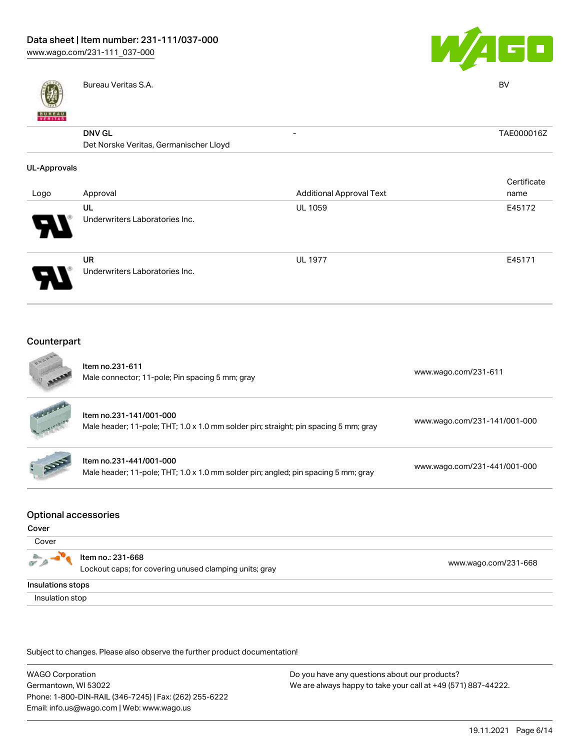| | | | |
|---|---|---|---|
| | Bureau Veritas S.A. | | BV |
| | **DNV GL**<br>Det Norske Veritas, Germanischer Lloyd | - | TAE000016Z |

**UL-Approvals**

| Logo | Approval | Additional Approval Text | Certificate name |
|---|---|---|---|
| | **UL**<br>Underwriters Laboratories Inc. | UL 1059 | E45172 |
| | **UR**<br>Underwriters Laboratories Inc. | UL 1977 | E45171 |

## Counterpart

| | | |
|---|---|---|
| | **Item no.231-611**<br>Male connector; 11-pole; Pin spacing 5 mm; gray | www.wago.com/231-611 |
| | **Item no.231-141/001-000**<br>Male header; 11-pole; THT; 1.0 x 1.0 mm solder pin; straight; pin spacing 5 mm; gray | www.wago.com/231-141/001-000 |
| | **Item no.231-441/001-000**<br>Male header; 11-pole; THT; 1.0 x 1.0 mm solder pin; angled; pin spacing 5 mm; gray | www.wago.com/231-441/001-000 |

## Optional accessories

**Cover**

Cover

| | | |
|---|---|---|
| | **Item no.: 231-668**<br>Lockout caps; for covering unused clamping units; gray | www.wago.com/231-668 |

**Insulations stops**

Insulation stop

Subject to changes. Please also observe the further product documentation!

WAGO Corporation
Germantown, WI 53022
Phone: 1-800-DIN-RAIL (346-7245) | Fax: (262) 255-6222
Email: info.us@wago.com | Web: www.wago.us

Do you have any questions about our products?
We are always happy to take your call at +49 (571) 887-44222.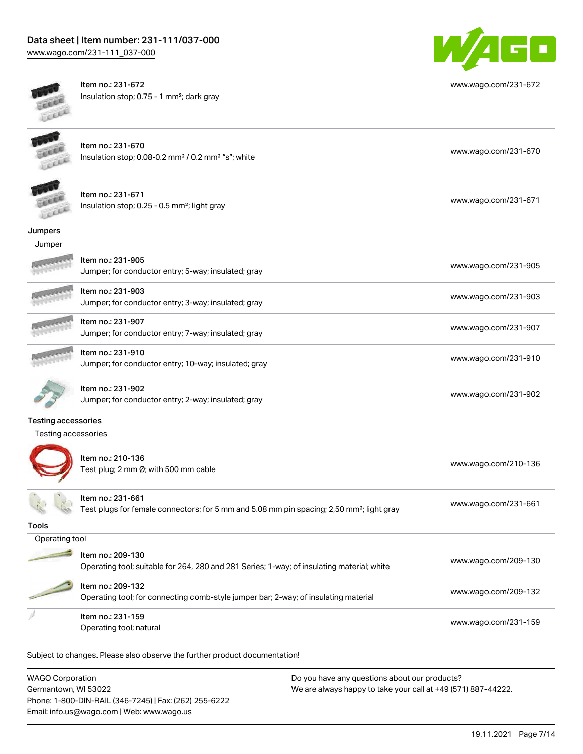| | | |
|---|---|---|
| | Item no.: 231-672<br>Insulation stop; 0.75 - 1 mm²; dark gray | www.wago.com/231-672 |
| | Item no.: 231-670<br>Insulation stop; 0.08-0.2 mm² / 0.2 mm² "s"; white | www.wago.com/231-670 |
| | Item no.: 231-671<br>Insulation stop; 0.25 - 0.5 mm²; light gray | www.wago.com/231-671 |

## Jumpers

### Jumper

| | | |
|---|---|---|
| | Item no.: 231-905<br>Jumper; for conductor entry; 5-way; insulated; gray | www.wago.com/231-905 |
| | Item no.: 231-903<br>Jumper; for conductor entry; 3-way; insulated; gray | www.wago.com/231-903 |
| | Item no.: 231-907<br>Jumper; for conductor entry; 7-way; insulated; gray | www.wago.com/231-907 |
| | Item no.: 231-910<br>Jumper; for conductor entry; 10-way; insulated; gray | www.wago.com/231-910 |
| | Item no.: 231-902<br>Jumper; for conductor entry; 2-way; insulated; gray | www.wago.com/231-902 |

## Testing accessories

### Testing accessories

| | | |
|---|---|---|
| | Item no.: 210-136<br>Test plug; 2 mm Ø; with 500 mm cable | www.wago.com/210-136 |
| | Item no.: 231-661<br>Test plugs for female connectors; for 5 mm and 5.08 mm pin spacing; 2,50 mm²; light gray | www.wago.com/231-661 |

## Tools

### Operating tool

| | | |
|---|---|---|
| | Item no.: 209-130<br>Operating tool; suitable for 264, 280 and 281 Series; 1-way; of insulating material; white | www.wago.com/209-130 |
| | Item no.: 209-132<br>Operating tool; for connecting comb-style jumper bar; 2-way; of insulating material | www.wago.com/209-132 |
| | Item no.: 231-159<br>Operating tool; natural | www.wago.com/231-159 |

Subject to changes. Please also observe the further product documentation!

WAGO Corporation
Germantown, WI 53022
Phone: 1-800-DIN-RAIL (346-7245) | Fax: (262) 255-6222
Email: info.us@wago.com | Web: www.wago.us

Do you have any questions about our products?
We are always happy to take your call at +49 (571) 887-44222.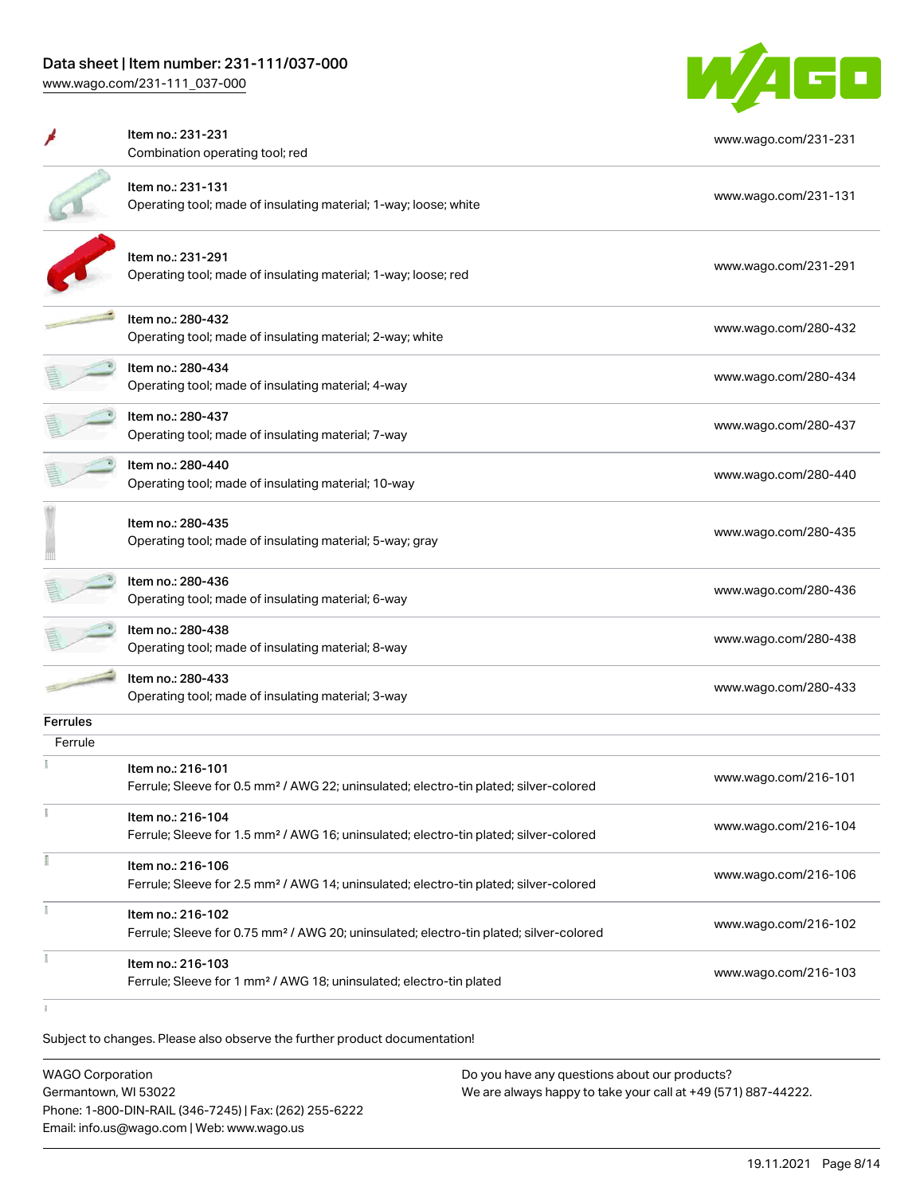| Item | URL |
|---|---|
| Item no.: 231-231<br>Combination operating tool; red | www.wago.com/231-231 |
| Item no.: 231-131<br>Operating tool; made of insulating material; 1-way; loose; white | www.wago.com/231-131 |
| Item no.: 231-291<br>Operating tool; made of insulating material; 1-way; loose; red | www.wago.com/231-291 |
| Item no.: 280-432<br>Operating tool; made of insulating material; 2-way; white | www.wago.com/280-432 |
| Item no.: 280-434<br>Operating tool; made of insulating material; 4-way | www.wago.com/280-434 |
| Item no.: 280-437<br>Operating tool; made of insulating material; 7-way | www.wago.com/280-437 |
| Item no.: 280-440<br>Operating tool; made of insulating material; 10-way | www.wago.com/280-440 |
| Item no.: 280-435<br>Operating tool; made of insulating material; 5-way; gray | www.wago.com/280-435 |
| Item no.: 280-436<br>Operating tool; made of insulating material; 6-way | www.wago.com/280-436 |
| Item no.: 280-438<br>Operating tool; made of insulating material; 8-way | www.wago.com/280-438 |
| Item no.: 280-433<br>Operating tool; made of insulating material; 3-way | www.wago.com/280-433 |

**Ferrules**

Ferrule

| Item | URL |
|---|---|
| Item no.: 216-101<br>Ferrule; Sleeve for 0.5 mm² / AWG 22; uninsulated; electro-tin plated; silver-colored | www.wago.com/216-101 |
| Item no.: 216-104<br>Ferrule; Sleeve for 1.5 mm² / AWG 16; uninsulated; electro-tin plated; silver-colored | www.wago.com/216-104 |
| Item no.: 216-106<br>Ferrule; Sleeve for 2.5 mm² / AWG 14; uninsulated; electro-tin plated; silver-colored | www.wago.com/216-106 |
| Item no.: 216-102<br>Ferrule; Sleeve for 0.75 mm² / AWG 20; uninsulated; electro-tin plated; silver-colored | www.wago.com/216-102 |
| Item no.: 216-103<br>Ferrule; Sleeve for 1 mm² / AWG 18; uninsulated; electro-tin plated | www.wago.com/216-103 |

Subject to changes. Please also observe the further product documentation!

WAGO Corporation
Germantown, WI 53022
Phone: 1-800-DIN-RAIL (346-7245) | Fax: (262) 255-6222
Email: info.us@wago.com | Web: www.wago.us

Do you have any questions about our products?
We are always happy to take your call at +49 (571) 887-44222.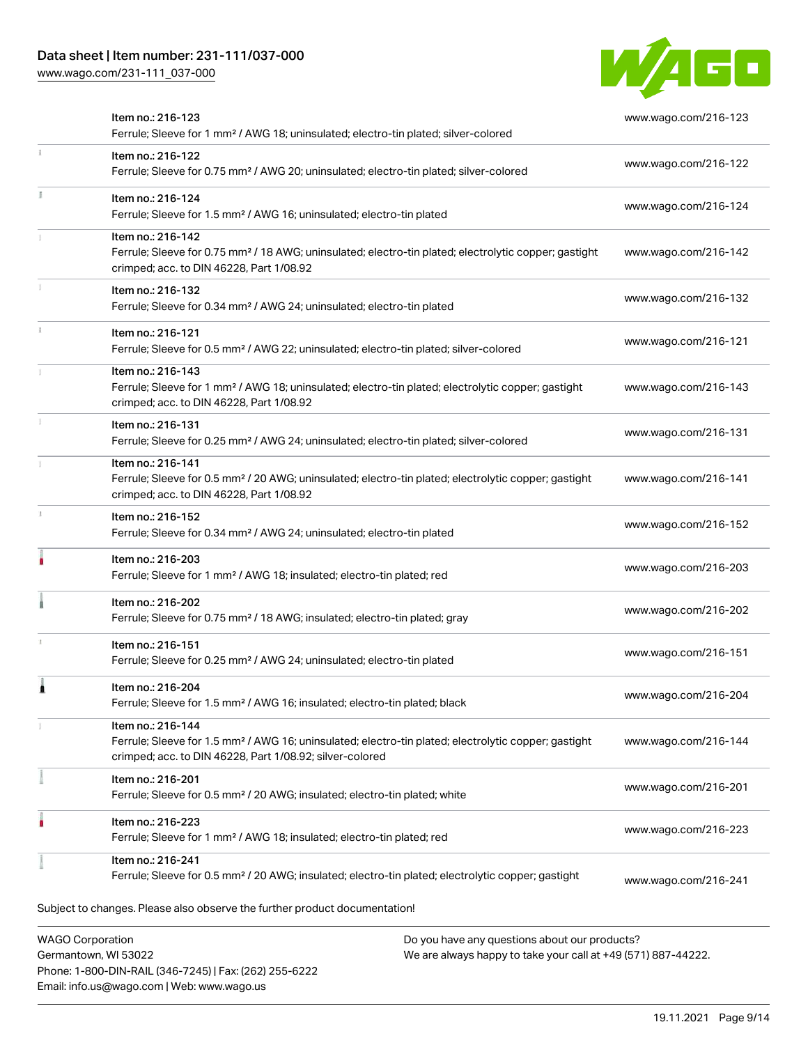| Item | URL |
|---|---|
| Item no.: 216-123<br>Ferrule; Sleeve for 1 mm² / AWG 18; uninsulated; electro-tin plated; silver-colored | www.wago.com/216-123 |
| Item no.: 216-122<br>Ferrule; Sleeve for 0.75 mm² / AWG 20; uninsulated; electro-tin plated; silver-colored | www.wago.com/216-122 |
| Item no.: 216-124<br>Ferrule; Sleeve for 1.5 mm² / AWG 16; uninsulated; electro-tin plated | www.wago.com/216-124 |
| Item no.: 216-142<br>Ferrule; Sleeve for 0.75 mm² / 18 AWG; uninsulated; electro-tin plated; electrolytic copper; gastight crimped; acc. to DIN 46228, Part 1/08.92 | www.wago.com/216-142 |
| Item no.: 216-132<br>Ferrule; Sleeve for 0.34 mm² / AWG 24; uninsulated; electro-tin plated | www.wago.com/216-132 |
| Item no.: 216-121<br>Ferrule; Sleeve for 0.5 mm² / AWG 22; uninsulated; electro-tin plated; silver-colored | www.wago.com/216-121 |
| Item no.: 216-143<br>Ferrule; Sleeve for 1 mm² / AWG 18; uninsulated; electro-tin plated; electrolytic copper; gastight crimped; acc. to DIN 46228, Part 1/08.92 | www.wago.com/216-143 |
| Item no.: 216-131<br>Ferrule; Sleeve for 0.25 mm² / AWG 24; uninsulated; electro-tin plated; silver-colored | www.wago.com/216-131 |
| Item no.: 216-141<br>Ferrule; Sleeve for 0.5 mm² / 20 AWG; uninsulated; electro-tin plated; electrolytic copper; gastight crimped; acc. to DIN 46228, Part 1/08.92 | www.wago.com/216-141 |
| Item no.: 216-152<br>Ferrule; Sleeve for 0.34 mm² / AWG 24; uninsulated; electro-tin plated | www.wago.com/216-152 |
| Item no.: 216-203<br>Ferrule; Sleeve for 1 mm² / AWG 18; insulated; electro-tin plated; red | www.wago.com/216-203 |
| Item no.: 216-202<br>Ferrule; Sleeve for 0.75 mm² / 18 AWG; insulated; electro-tin plated; gray | www.wago.com/216-202 |
| Item no.: 216-151<br>Ferrule; Sleeve for 0.25 mm² / AWG 24; uninsulated; electro-tin plated | www.wago.com/216-151 |
| Item no.: 216-204<br>Ferrule; Sleeve for 1.5 mm² / AWG 16; insulated; electro-tin plated; black | www.wago.com/216-204 |
| Item no.: 216-144<br>Ferrule; Sleeve for 1.5 mm² / AWG 16; uninsulated; electro-tin plated; electrolytic copper; gastight crimped; acc. to DIN 46228, Part 1/08.92; silver-colored | www.wago.com/216-144 |
| Item no.: 216-201<br>Ferrule; Sleeve for 0.5 mm² / 20 AWG; insulated; electro-tin plated; white | www.wago.com/216-201 |
| Item no.: 216-223<br>Ferrule; Sleeve for 1 mm² / AWG 18; insulated; electro-tin plated; red | www.wago.com/216-223 |
| Item no.: 216-241<br>Ferrule; Sleeve for 0.5 mm² / 20 AWG; insulated; electro-tin plated; electrolytic copper; gastight | www.wago.com/216-241 |

Subject to changes. Please also observe the further product documentation!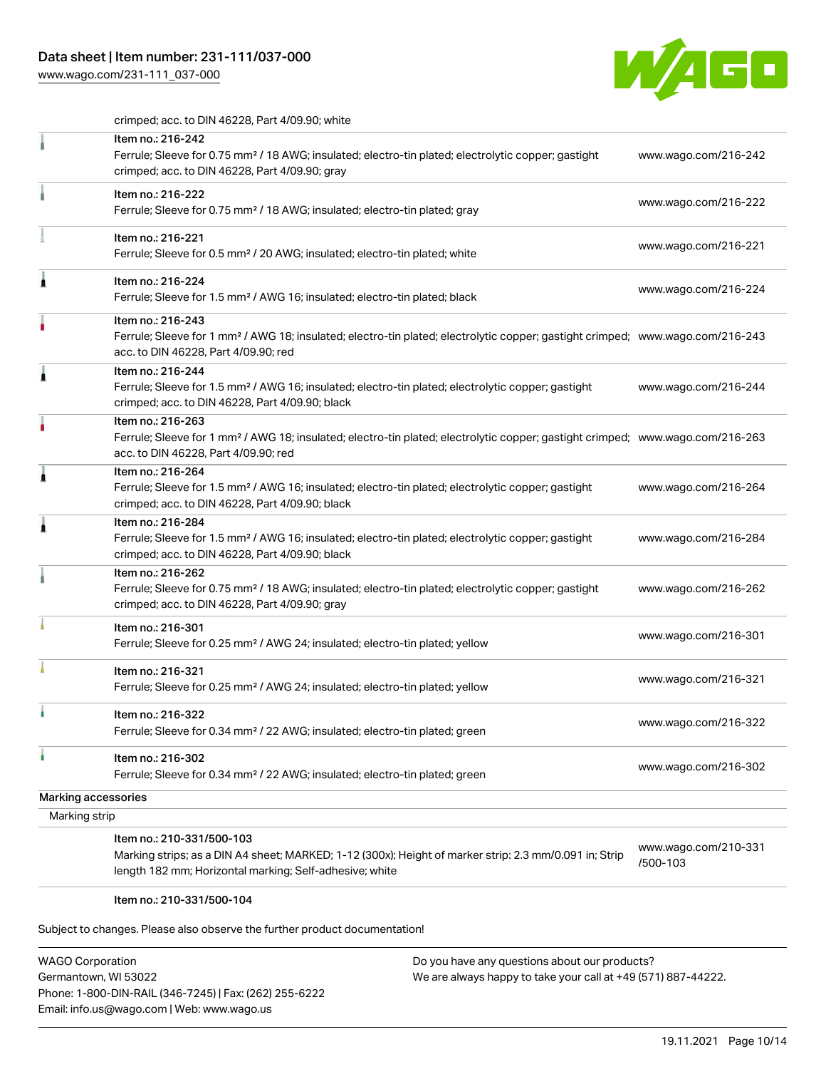crimped; acc. to DIN 46228, Part 4/09.90; white

| | | |
|---|---|---|
| | Item no.: 216-242<br>Ferrule; Sleeve for 0.75 mm² / 18 AWG; insulated; electro-tin plated; electrolytic copper; gastight crimped; acc. to DIN 46228, Part 4/09.90; gray | www.wago.com/216-242 |
| | Item no.: 216-222<br>Ferrule; Sleeve for 0.75 mm² / 18 AWG; insulated; electro-tin plated; gray | www.wago.com/216-222 |
| | Item no.: 216-221<br>Ferrule; Sleeve for 0.5 mm² / 20 AWG; insulated; electro-tin plated; white | www.wago.com/216-221 |
| | Item no.: 216-224<br>Ferrule; Sleeve for 1.5 mm² / AWG 16; insulated; electro-tin plated; black | www.wago.com/216-224 |
| | Item no.: 216-243<br>Ferrule; Sleeve for 1 mm² / AWG 18; insulated; electro-tin plated; electrolytic copper; gastight crimped; acc. to DIN 46228, Part 4/09.90; red | www.wago.com/216-243 |
| | Item no.: 216-244<br>Ferrule; Sleeve for 1.5 mm² / AWG 16; insulated; electro-tin plated; electrolytic copper; gastight crimped; acc. to DIN 46228, Part 4/09.90; black | www.wago.com/216-244 |
| | Item no.: 216-263<br>Ferrule; Sleeve for 1 mm² / AWG 18; insulated; electro-tin plated; electrolytic copper; gastight crimped; acc. to DIN 46228, Part 4/09.90; red | www.wago.com/216-263 |
| | Item no.: 216-264<br>Ferrule; Sleeve for 1.5 mm² / AWG 16; insulated; electro-tin plated; electrolytic copper; gastight crimped; acc. to DIN 46228, Part 4/09.90; black | www.wago.com/216-264 |
| | Item no.: 216-284<br>Ferrule; Sleeve for 1.5 mm² / AWG 16; insulated; electro-tin plated; electrolytic copper; gastight crimped; acc. to DIN 46228, Part 4/09.90; black | www.wago.com/216-284 |
| | Item no.: 216-262<br>Ferrule; Sleeve for 0.75 mm² / 18 AWG; insulated; electro-tin plated; electrolytic copper; gastight crimped; acc. to DIN 46228, Part 4/09.90; gray | www.wago.com/216-262 |
| | Item no.: 216-301<br>Ferrule; Sleeve for 0.25 mm² / AWG 24; insulated; electro-tin plated; yellow | www.wago.com/216-301 |
| | Item no.: 216-321<br>Ferrule; Sleeve for 0.25 mm² / AWG 24; insulated; electro-tin plated; yellow | www.wago.com/216-321 |
| | Item no.: 216-322<br>Ferrule; Sleeve for 0.34 mm² / 22 AWG; insulated; electro-tin plated; green | www.wago.com/216-322 |
| | Item no.: 216-302<br>Ferrule; Sleeve for 0.34 mm² / 22 AWG; insulated; electro-tin plated; green | www.wago.com/216-302 |

Marking accessories

Marking strip

| | | |
|---|---|---|
| | Item no.: 210-331/500-103<br>Marking strips; as a DIN A4 sheet; MARKED; 1-12 (300x); Height of marker strip: 2.3 mm/0.091 in; Strip length 182 mm; Horizontal marking; Self-adhesive; white | www.wago.com/210-331/500-103 |
| | Item no.: 210-331/500-104 | |

Subject to changes. Please also observe the further product documentation!

WAGO Corporation
Germantown, WI 53022
Phone: 1-800-DIN-RAIL (346-7245) | Fax: (262) 255-6222
Email: info.us@wago.com | Web: www.wago.us

Do you have any questions about our products?
We are always happy to take your call at +49 (571) 887-44222.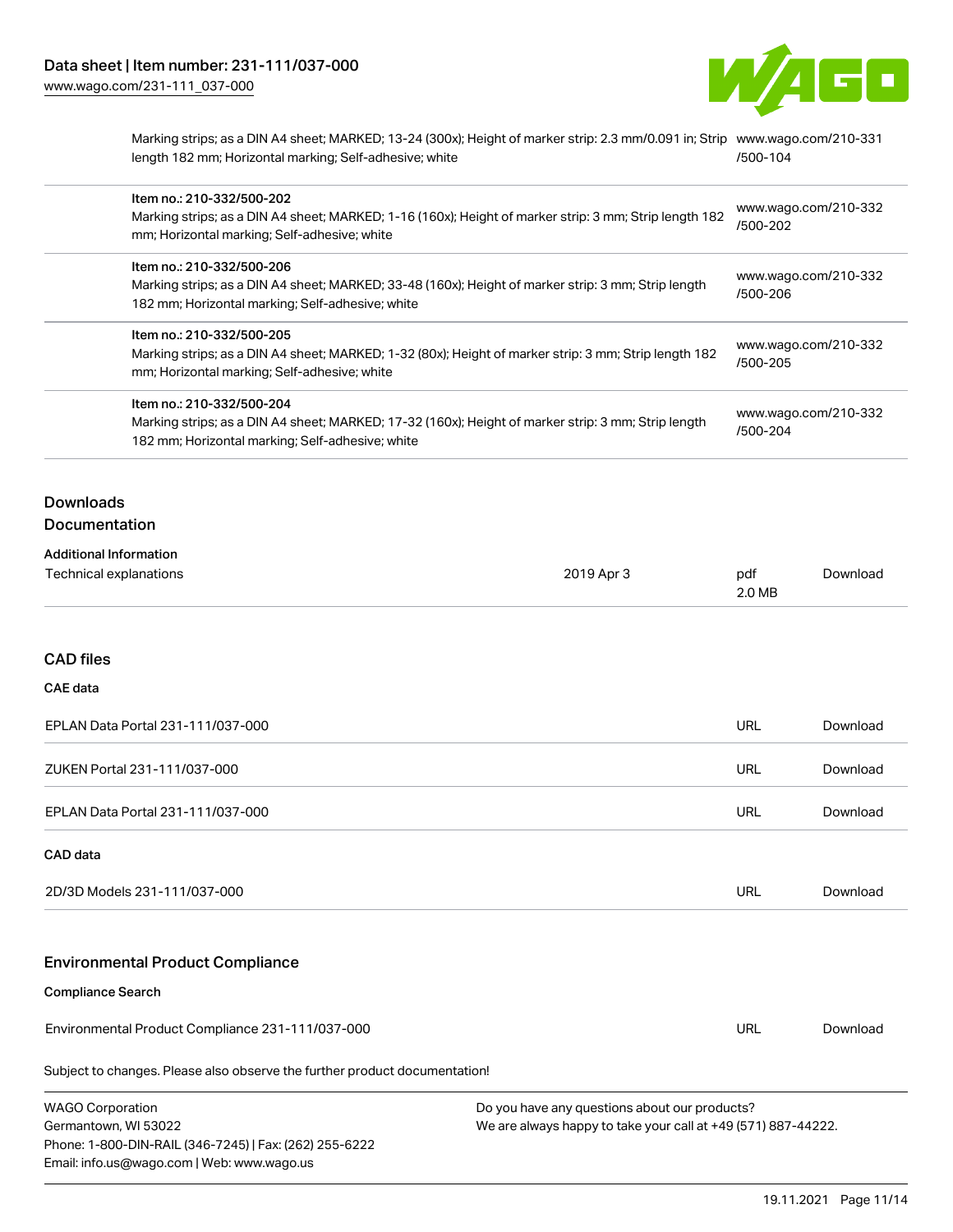| | |
|---|---|
| Marking strips; as a DIN A4 sheet; MARKED; 13-24 (300x); Height of marker strip: 2.3 mm/0.091 in; Strip length 182 mm; Horizontal marking; Self-adhesive; white | www.wago.com/210-331/500-104 |
| Item no.: 210-332/500-202<br>Marking strips; as a DIN A4 sheet; MARKED; 1-16 (160x); Height of marker strip: 3 mm; Strip length 182 mm; Horizontal marking; Self-adhesive; white | www.wago.com/210-332/500-202 |
| Item no.: 210-332/500-206<br>Marking strips; as a DIN A4 sheet; MARKED; 33-48 (160x); Height of marker strip: 3 mm; Strip length 182 mm; Horizontal marking; Self-adhesive; white | www.wago.com/210-332/500-206 |
| Item no.: 210-332/500-205<br>Marking strips; as a DIN A4 sheet; MARKED; 1-32 (80x); Height of marker strip: 3 mm; Strip length 182 mm; Horizontal marking; Self-adhesive; white | www.wago.com/210-332/500-205 |
| Item no.: 210-332/500-204<br>Marking strips; as a DIN A4 sheet; MARKED; 17-32 (160x); Height of marker strip: 3 mm; Strip length 182 mm; Horizontal marking; Self-adhesive; white | www.wago.com/210-332/500-204 |

## Downloads

### Documentation

**Additional Information**

| | | | |
|---|---|---|---|
| Technical explanations | 2019 Apr 3 | pdf 2.0 MB | Download |

### CAD files

**CAE data**

| | | |
|---|---|---|
| EPLAN Data Portal 231-111/037-000 | URL | Download |
| ZUKEN Portal 231-111/037-000 | URL | Download |
| EPLAN Data Portal 231-111/037-000 | URL | Download |

**CAD data**

| | | |
|---|---|---|
| 2D/3D Models 231-111/037-000 | URL | Download |

### Environmental Product Compliance

**Compliance Search**

| | | |
|---|---|---|
| Environmental Product Compliance 231-111/037-000 | URL | Download |

Subject to changes. Please also observe the further product documentation!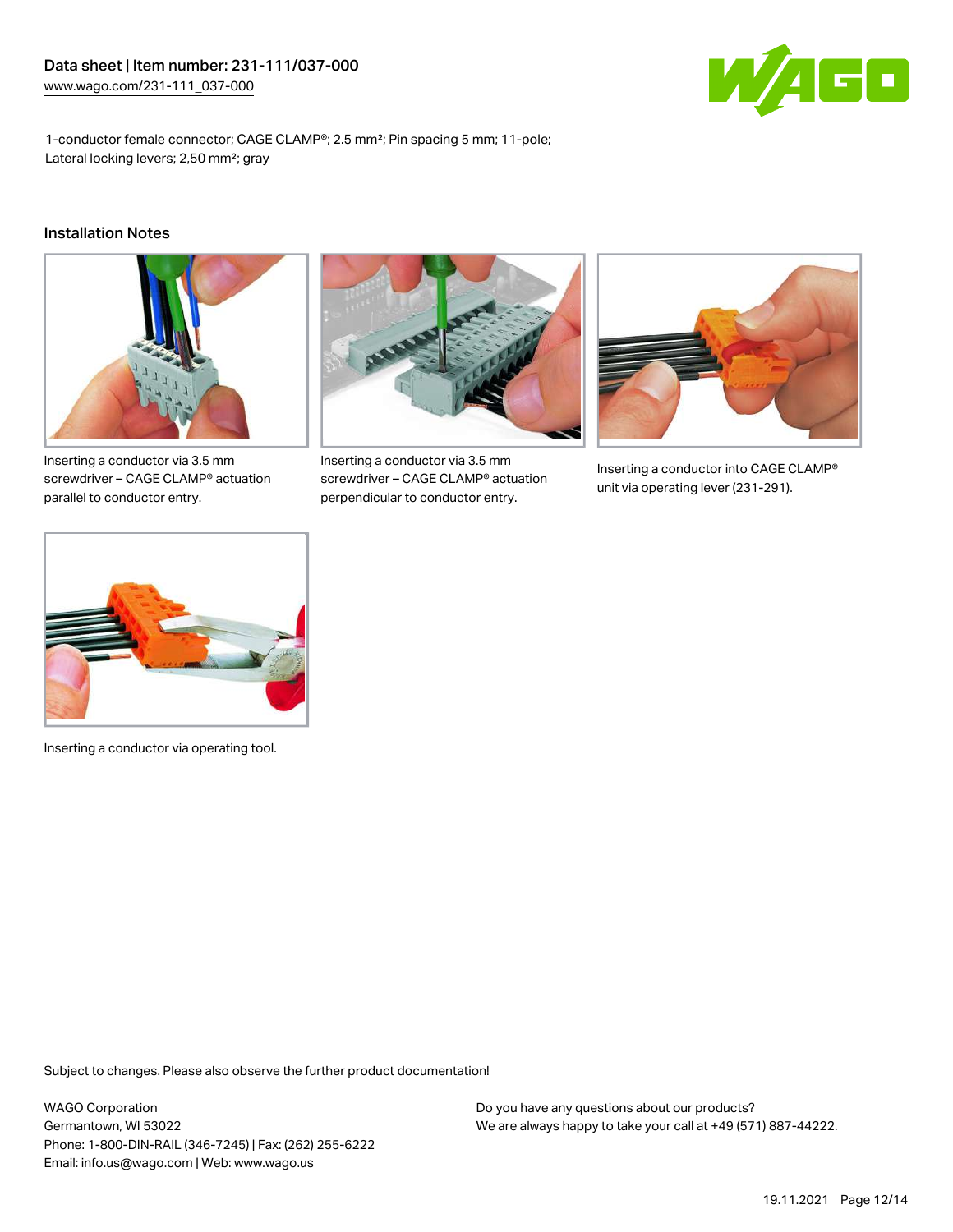1-conductor female connector; CAGE CLAMP®; 2.5 mm²; Pin spacing 5 mm; 11-pole; Lateral locking levers; 2,50 mm²; gray

## Installation Notes

Inserting a conductor via 3.5 mm screwdriver – CAGE CLAMP® actuation parallel to conductor entry.

Inserting a conductor via 3.5 mm screwdriver – CAGE CLAMP® actuation perpendicular to conductor entry.

Inserting a conductor into CAGE CLAMP® unit via operating lever (231-291).

Inserting a conductor via operating tool.

Subject to changes. Please also observe the further product documentation!

WAGO Corporation
Germantown, WI 53022
Phone: 1-800-DIN-RAIL (346-7245) | Fax: (262) 255-6222
Email: info.us@wago.com | Web: www.wago.us

Do you have any questions about our products?
We are always happy to take your call at +49 (571) 887-44222.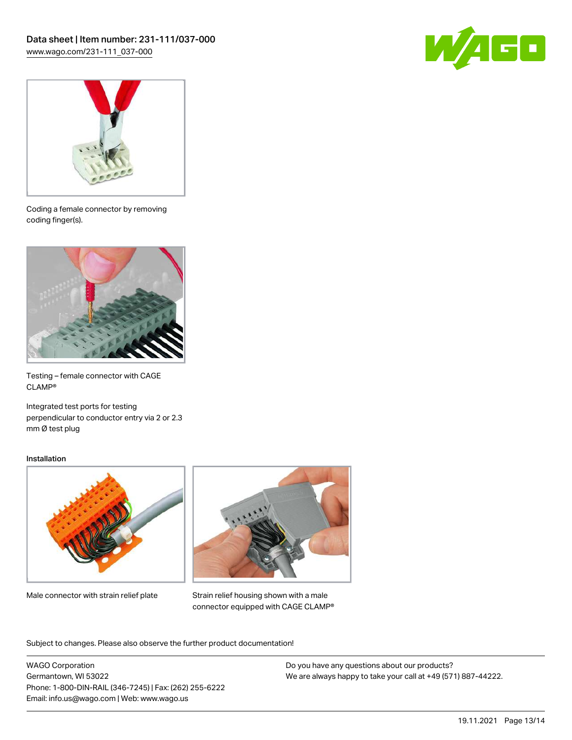Coding a female connector by removing coding finger(s).

Testing – female connector with CAGE CLAMP®

Integrated test ports for testing perpendicular to conductor entry via 2 or 2.3 mm Ø test plug

## Installation

Male connector with strain relief plate

Strain relief housing shown with a male connector equipped with CAGE CLAMP®

Subject to changes. Please also observe the further product documentation!

WAGO Corporation
Germantown, WI 53022
Phone: 1-800-DIN-RAIL (346-7245) | Fax: (262) 255-6222
Email: info.us@wago.com | Web: www.wago.us

Do you have any questions about our products?
We are always happy to take your call at +49 (571) 887-44222.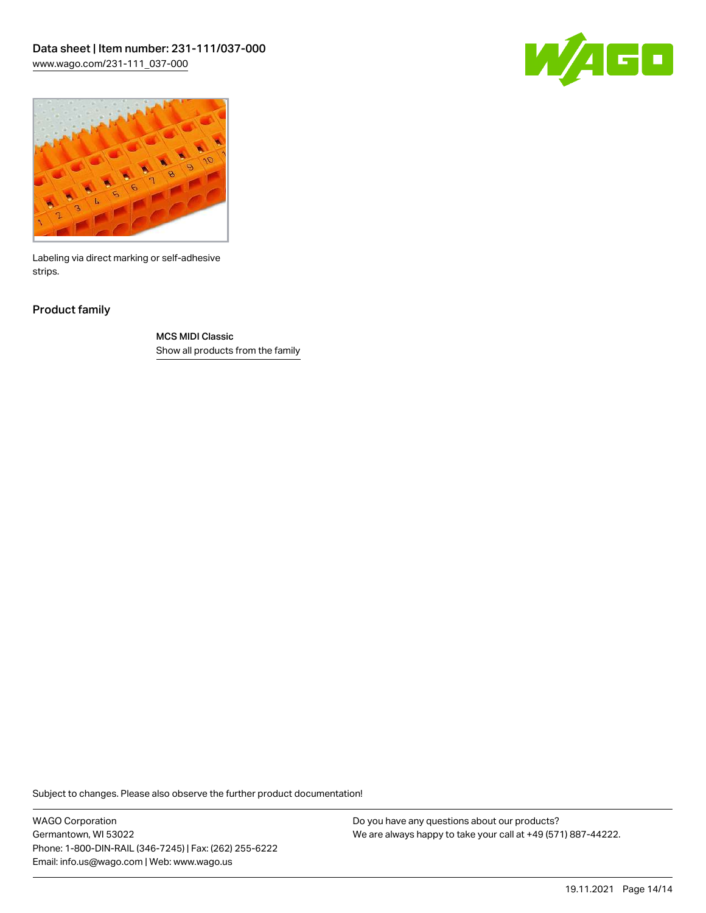Labeling via direct marking or self-adhesive strips.

## Product family

**MCS MIDI Classic**
Show all products from the family

Subject to changes. Please also observe the further product documentation!

WAGO Corporation
Germantown, WI 53022
Phone: 1-800-DIN-RAIL (346-7245) | Fax: (262) 255-6222
Email: info.us@wago.com | Web: www.wago.us

Do you have any questions about our products?
We are always happy to take your call at +49 (571) 887-44222.